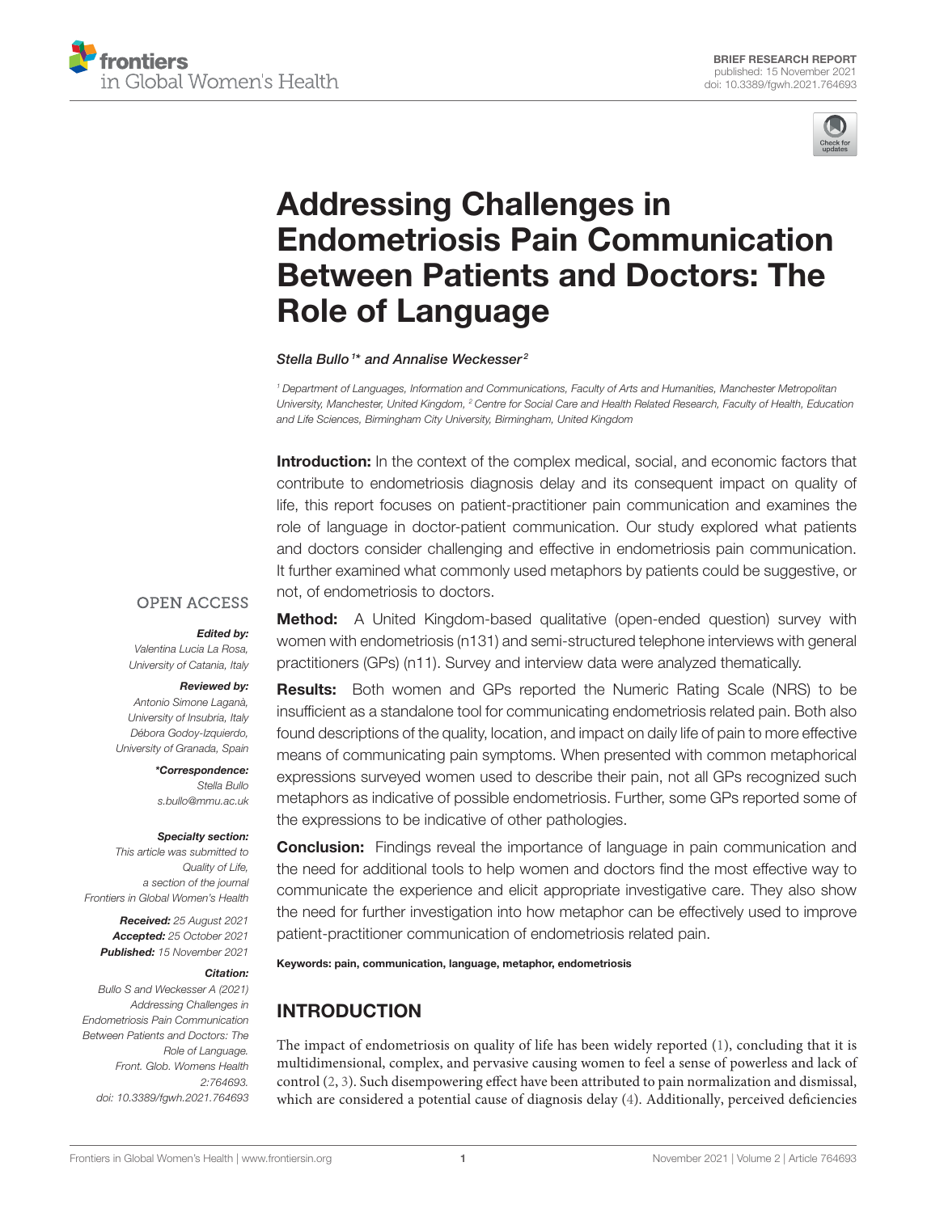BRIEF RESEARCH REPORT
published: 15 November 2021
doi: 10.3389/fgwh.2021.764693

# Addressing Challenges in Endometriosis Pain Communication Between Patients and Doctors: The Role of Language

*Stella Bullo[1]\* and Annalise Weckesser[2]*

[1] Department of Languages, Information and Communications, Faculty of Arts and Humanities, Manchester Metropolitan University, Manchester, United Kingdom, [2] Centre for Social Care and Health Related Research, Faculty of Health, Education and Life Sciences, Birmingham City University, Birmingham, United Kingdom

**Introduction:** In the context of the complex medical, social, and economic factors that contribute to endometriosis diagnosis delay and its consequent impact on quality of life, this report focuses on patient-practitioner pain communication and examines the role of language in doctor-patient communication. Our study explored what patients and doctors consider challenging and effective in endometriosis pain communication. It further examined what commonly used metaphors by patients could be suggestive, or not, of endometriosis to doctors.

**Method:** A United Kingdom-based qualitative (open-ended question) survey with women with endometriosis (n131) and semi-structured telephone interviews with general practitioners (GPs) (n11). Survey and interview data were analyzed thematically.

**Results:** Both women and GPs reported the Numeric Rating Scale (NRS) to be insufficient as a standalone tool for communicating endometriosis related pain. Both also found descriptions of the quality, location, and impact on daily life of pain to more effective means of communicating pain symptoms. When presented with common metaphorical expressions surveyed women used to describe their pain, not all GPs recognized such metaphors as indicative of possible endometriosis. Further, some GPs reported some of the expressions to be indicative of other pathologies.

**Conclusion:** Findings reveal the importance of language in pain communication and the need for additional tools to help women and doctors find the most effective way to communicate the experience and elicit appropriate investigative care. They also show the need for further investigation into how metaphor can be effectively used to improve patient-practitioner communication of endometriosis related pain.

**Keywords: pain, communication, language, metaphor, endometriosis**

OPEN ACCESS

***Edited by:***
*Valentina Lucia La Rosa, University of Catania, Italy*

***Reviewed by:***
*Antonio Simone Laganà, University of Insubria, Italy*
*Débora Godoy-Izquierdo, University of Granada, Spain*

***\*Correspondence:***
*Stella Bullo*
*s.bullo@mmu.ac.uk*

***Specialty section:***
*This article was submitted to Quality of Life, a section of the journal Frontiers in Global Women's Health*

***Received:*** *25 August 2021*
***Accepted:*** *25 October 2021*
***Published:*** *15 November 2021*

***Citation:***
*Bullo S and Weckesser A (2021) Addressing Challenges in Endometriosis Pain Communication Between Patients and Doctors: The Role of Language. Front. Glob. Womens Health 2:764693. doi: 10.3389/fgwh.2021.764693*

## INTRODUCTION

The impact of endometriosis on quality of life has been widely reported (1), concluding that it is multidimensional, complex, and pervasive causing women to feel a sense of powerless and lack of control (2, 3). Such disempowering effect have been attributed to pain normalization and dismissal, which are considered a potential cause of diagnosis delay (4). Additionally, perceived deficiencies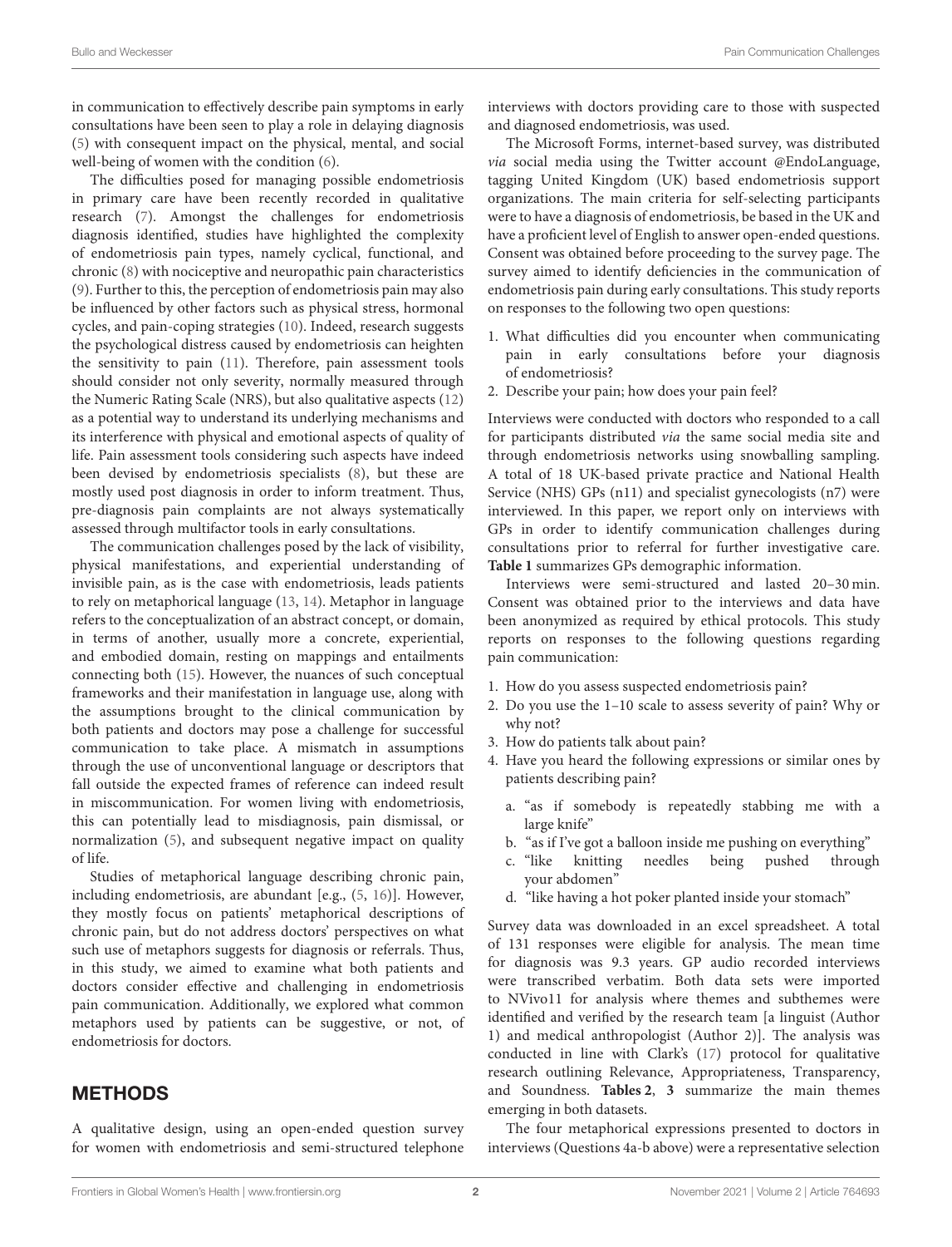in communication to effectively describe pain symptoms in early consultations have been seen to play a role in delaying diagnosis (5) with consequent impact on the physical, mental, and social well-being of women with the condition (6).

The difficulties posed for managing possible endometriosis in primary care have been recently recorded in qualitative research (7). Amongst the challenges for endometriosis diagnosis identified, studies have highlighted the complexity of endometriosis pain types, namely cyclical, functional, and chronic (8) with nociceptive and neuropathic pain characteristics (9). Further to this, the perception of endometriosis pain may also be influenced by other factors such as physical stress, hormonal cycles, and pain-coping strategies (10). Indeed, research suggests the psychological distress caused by endometriosis can heighten the sensitivity to pain (11). Therefore, pain assessment tools should consider not only severity, normally measured through the Numeric Rating Scale (NRS), but also qualitative aspects (12) as a potential way to understand its underlying mechanisms and its interference with physical and emotional aspects of quality of life. Pain assessment tools considering such aspects have indeed been devised by endometriosis specialists (8), but these are mostly used post diagnosis in order to inform treatment. Thus, pre-diagnosis pain complaints are not always systematically assessed through multifactor tools in early consultations.

The communication challenges posed by the lack of visibility, physical manifestations, and experiential understanding of invisible pain, as is the case with endometriosis, leads patients to rely on metaphorical language (13, 14). Metaphor in language refers to the conceptualization of an abstract concept, or domain, in terms of another, usually more a concrete, experiential, and embodied domain, resting on mappings and entailments connecting both (15). However, the nuances of such conceptual frameworks and their manifestation in language use, along with the assumptions brought to the clinical communication by both patients and doctors may pose a challenge for successful communication to take place. A mismatch in assumptions through the use of unconventional language or descriptors that fall outside the expected frames of reference can indeed result in miscommunication. For women living with endometriosis, this can potentially lead to misdiagnosis, pain dismissal, or normalization (5), and subsequent negative impact on quality of life.

Studies of metaphorical language describing chronic pain, including endometriosis, are abundant [e.g., (5, 16)]. However, they mostly focus on patients' metaphorical descriptions of chronic pain, but do not address doctors' perspectives on what such use of metaphors suggests for diagnosis or referrals. Thus, in this study, we aimed to examine what both patients and doctors consider effective and challenging in endometriosis pain communication. Additionally, we explored what common metaphors used by patients can be suggestive, or not, of endometriosis for doctors.

## METHODS

A qualitative design, using an open-ended question survey for women with endometriosis and semi-structured telephone interviews with doctors providing care to those with suspected and diagnosed endometriosis, was used.

The Microsoft Forms, internet-based survey, was distributed *via* social media using the Twitter account @EndoLanguage, tagging United Kingdom (UK) based endometriosis support organizations. The main criteria for self-selecting participants were to have a diagnosis of endometriosis, be based in the UK and have a proficient level of English to answer open-ended questions. Consent was obtained before proceeding to the survey page. The survey aimed to identify deficiencies in the communication of endometriosis pain during early consultations. This study reports on responses to the following two open questions:

1. What difficulties did you encounter when communicating pain in early consultations before your diagnosis of endometriosis?
2. Describe your pain; how does your pain feel?

Interviews were conducted with doctors who responded to a call for participants distributed *via* the same social media site and through endometriosis networks using snowballing sampling. A total of 18 UK-based private practice and National Health Service (NHS) GPs (n11) and specialist gynecologists (n7) were interviewed. In this paper, we report only on interviews with GPs in order to identify communication challenges during consultations prior to referral for further investigative care. **Table 1** summarizes GPs demographic information.

Interviews were semi-structured and lasted 20–30 min. Consent was obtained prior to the interviews and data have been anonymized as required by ethical protocols. This study reports on responses to the following questions regarding pain communication:

1. How do you assess suspected endometriosis pain?
2. Do you use the 1–10 scale to assess severity of pain? Why or why not?
3. How do patients talk about pain?
4. Have you heard the following expressions or similar ones by patients describing pain?
    a. "as if somebody is repeatedly stabbing me with a large knife"
    b. "as if I've got a balloon inside me pushing on everything"
    c. "like knitting needles being pushed through your abdomen"
    d. "like having a hot poker planted inside your stomach"

Survey data was downloaded in an excel spreadsheet. A total of 131 responses were eligible for analysis. The mean time for diagnosis was 9.3 years. GP audio recorded interviews were transcribed verbatim. Both data sets were imported to NVivo11 for analysis where themes and subthemes were identified and verified by the research team [a linguist (Author 1) and medical anthropologist (Author 2)]. The analysis was conducted in line with Clark's (17) protocol for qualitative research outlining Relevance, Appropriateness, Transparency, and Soundness. **Tables 2**, **3** summarize the main themes emerging in both datasets.

The four metaphorical expressions presented to doctors in interviews (Questions 4a-b above) were a representative selection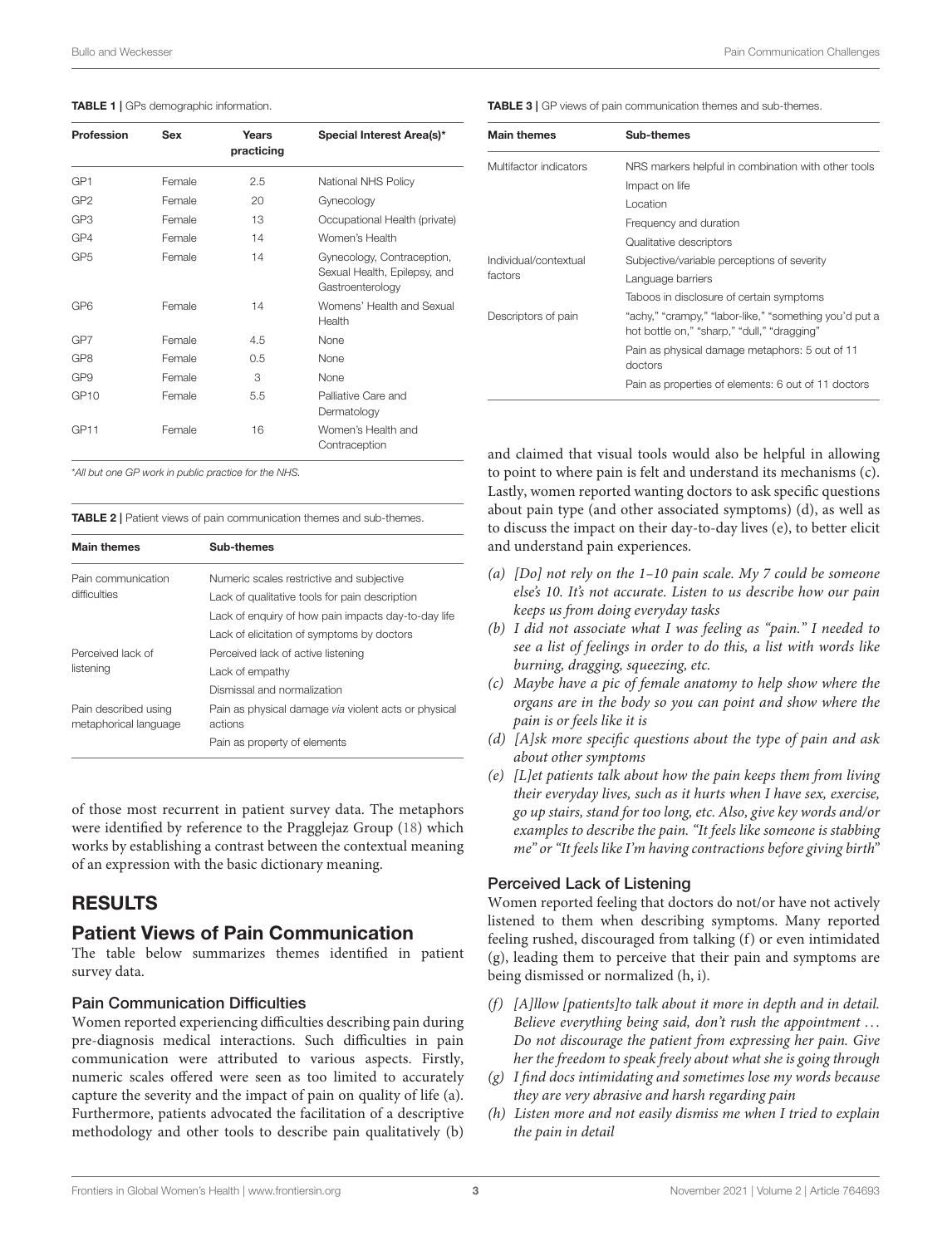**TABLE 1 |** GPs demographic information.

| Profession | Sex | Years practicing | Special Interest Area(s)* |
|---|---|---|---|
| GP1 | Female | 2.5 | National NHS Policy |
| GP2 | Female | 20 | Gynecology |
| GP3 | Female | 13 | Occupational Health (private) |
| GP4 | Female | 14 | Women's Health |
| GP5 | Female | 14 | Gynecology, Contraception, Sexual Health, Epilepsy, and Gastroenterology |
| GP6 | Female | 14 | Womens' Health and Sexual Health |
| GP7 | Female | 4.5 | None |
| GP8 | Female | 0.5 | None |
| GP9 | Female | 3 | None |
| GP10 | Female | 5.5 | Palliative Care and Dermatology |
| GP11 | Female | 16 | Women's Health and Contraception |

*All but one GP work in public practice for the NHS.

**TABLE 2 |** Patient views of pain communication themes and sub-themes.

| Main themes | Sub-themes |
|---|---|
| Pain communication difficulties | Numeric scales restrictive and subjective |
| | Lack of qualitative tools for pain description |
| | Lack of enquiry of how pain impacts day-to-day life |
| | Lack of elicitation of symptoms by doctors |
| Perceived lack of listening | Perceived lack of active listening |
| | Lack of empathy |
| | Dismissal and normalization |
| Pain described using metaphorical language | Pain as physical damage *via* violent acts or physical actions |
| | Pain as property of elements |

of those most recurrent in patient survey data. The metaphors were identified by reference to the Pragglejaz Group (18) which works by establishing a contrast between the contextual meaning of an expression with the basic dictionary meaning.

## RESULTS

### Patient Views of Pain Communication

The table below summarizes themes identified in patient survey data.

#### Pain Communication Difficulties

Women reported experiencing difficulties describing pain during pre-diagnosis medical interactions. Such difficulties in pain communication were attributed to various aspects. Firstly, numeric scales offered were seen as too limited to accurately capture the severity and the impact of pain on quality of life (a). Furthermore, patients advocated the facilitation of a descriptive methodology and other tools to describe pain qualitatively (b) and claimed that visual tools would also be helpful in allowing to point to where pain is felt and understand its mechanisms (c). Lastly, women reported wanting doctors to ask specific questions about pain type (and other associated symptoms) (d), as well as to discuss the impact on their day-to-day lives (e), to better elicit and understand pain experiences.

**TABLE 3 |** GP views of pain communication themes and sub-themes.

| Main themes | Sub-themes |
|---|---|
| Multifactor indicators | NRS markers helpful in combination with other tools |
| | Impact on life |
| | Location |
| | Frequency and duration |
| | Qualitative descriptors |
| Individual/contextual factors | Subjective/variable perceptions of severity |
| | Language barriers |
| | Taboos in disclosure of certain symptoms |
| Descriptors of pain | "achy," "crampy," "labor-like," "something you'd put a hot bottle on," "sharp," "dull," "dragging" |
| | Pain as physical damage metaphors: 5 out of 11 doctors |
| | Pain as properties of elements: 6 out of 11 doctors |

*(a) [Do] not rely on the 1–10 pain scale. My 7 could be someone else's 10. It's not accurate. Listen to us describe how our pain keeps us from doing everyday tasks*

*(b) I did not associate what I was feeling as "pain." I needed to see a list of feelings in order to do this, a list with words like burning, dragging, squeezing, etc.*

*(c) Maybe have a pic of female anatomy to help show where the organs are in the body so you can point and show where the pain is or feels like it is*

*(d) [A]sk more specific questions about the type of pain and ask about other symptoms*

*(e) [L]et patients talk about how the pain keeps them from living their everyday lives, such as it hurts when I have sex, exercise, go up stairs, stand for too long, etc. Also, give key words and/or examples to describe the pain. "It feels like someone is stabbing me" or "It feels like I'm having contractions before giving birth"*

#### Perceived Lack of Listening

Women reported feeling that doctors do not/or have not actively listened to them when describing symptoms. Many reported feeling rushed, discouraged from talking (f) or even intimidated (g), leading them to perceive that their pain and symptoms are being dismissed or normalized (h, i).

*(f) [A]llow [patients]to talk about it more in depth and in detail. Believe everything being said, don't rush the appointment … Do not discourage the patient from expressing her pain. Give her the freedom to speak freely about what she is going through*

*(g) I find docs intimidating and sometimes lose my words because they are very abrasive and harsh regarding pain*

*(h) Listen more and not easily dismiss me when I tried to explain the pain in detail*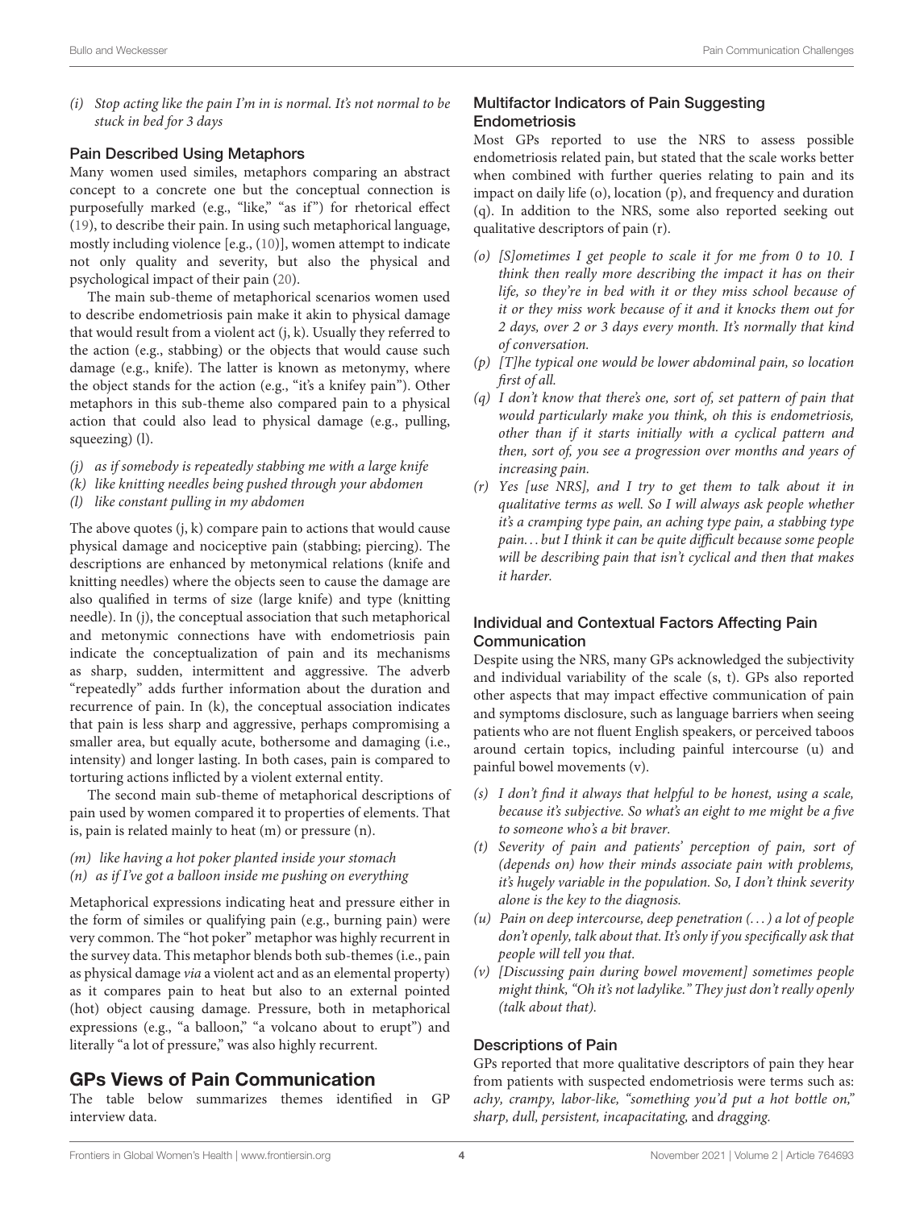*(i) Stop acting like the pain I'm in is normal. It's not normal to be stuck in bed for 3 days*

### Pain Described Using Metaphors

Many women used similes, metaphors comparing an abstract concept to a concrete one but the conceptual connection is purposefully marked (e.g., "like," "as if") for rhetorical effect (19), to describe their pain. In using such metaphorical language, mostly including violence [e.g., (10)], women attempt to indicate not only quality and severity, but also the physical and psychological impact of their pain (20).

The main sub-theme of metaphorical scenarios women used to describe endometriosis pain make it akin to physical damage that would result from a violent act (j, k). Usually they referred to the action (e.g., stabbing) or the objects that would cause such damage (e.g., knife). The latter is known as metonymy, where the object stands for the action (e.g., "it's a knifey pain"). Other metaphors in this sub-theme also compared pain to a physical action that could also lead to physical damage (e.g., pulling, squeezing) (l).

*(j) as if somebody is repeatedly stabbing me with a large knife*
*(k) like knitting needles being pushed through your abdomen*
*(l) like constant pulling in my abdomen*

The above quotes (j, k) compare pain to actions that would cause physical damage and nociceptive pain (stabbing; piercing). The descriptions are enhanced by metonymical relations (knife and knitting needles) where the objects seen to cause the damage are also qualified in terms of size (large knife) and type (knitting needle). In (j), the conceptual association that such metaphorical and metonymic connections have with endometriosis pain indicate the conceptualization of pain and its mechanisms as sharp, sudden, intermittent and aggressive. The adverb "repeatedly" adds further information about the duration and recurrence of pain. In (k), the conceptual association indicates that pain is less sharp and aggressive, perhaps compromising a smaller area, but equally acute, bothersome and damaging (i.e., intensity) and longer lasting. In both cases, pain is compared to torturing actions inflicted by a violent external entity.

The second main sub-theme of metaphorical descriptions of pain used by women compared it to properties of elements. That is, pain is related mainly to heat (m) or pressure (n).

*(m) like having a hot poker planted inside your stomach*
*(n) as if I've got a balloon inside me pushing on everything*

Metaphorical expressions indicating heat and pressure either in the form of similes or qualifying pain (e.g., burning pain) were very common. The "hot poker" metaphor was highly recurrent in the survey data. This metaphor blends both sub-themes (i.e., pain as physical damage *via* a violent act and as an elemental property) as it compares pain to heat but also to an external pointed (hot) object causing damage. Pressure, both in metaphorical expressions (e.g., "a balloon," "a volcano about to erupt") and literally "a lot of pressure," was also highly recurrent.

## GPs Views of Pain Communication

The table below summarizes themes identified in GP interview data.

### Multifactor Indicators of Pain Suggesting Endometriosis

Most GPs reported to use the NRS to assess possible endometriosis related pain, but stated that the scale works better when combined with further queries relating to pain and its impact on daily life (o), location (p), and frequency and duration (q). In addition to the NRS, some also reported seeking out qualitative descriptors of pain (r).

*(o) [S]ometimes I get people to scale it for me from 0 to 10. I think then really more describing the impact it has on their life, so they're in bed with it or they miss school because of it or they miss work because of it and it knocks them out for 2 days, over 2 or 3 days every month. It's normally that kind of conversation.*
*(p) [T]he typical one would be lower abdominal pain, so location first of all.*
*(q) I don't know that there's one, sort of, set pattern of pain that would particularly make you think, oh this is endometriosis, other than if it starts initially with a cyclical pattern and then, sort of, you see a progression over months and years of increasing pain.*
*(r) Yes [use NRS], and I try to get them to talk about it in qualitative terms as well. So I will always ask people whether it's a cramping type pain, an aching type pain, a stabbing type pain… but I think it can be quite difficult because some people will be describing pain that isn't cyclical and then that makes it harder.*

### Individual and Contextual Factors Affecting Pain Communication

Despite using the NRS, many GPs acknowledged the subjectivity and individual variability of the scale (s, t). GPs also reported other aspects that may impact effective communication of pain and symptoms disclosure, such as language barriers when seeing patients who are not fluent English speakers, or perceived taboos around certain topics, including painful intercourse (u) and painful bowel movements (v).

*(s) I don't find it always that helpful to be honest, using a scale, because it's subjective. So what's an eight to me might be a five to someone who's a bit braver.*
*(t) Severity of pain and patients' perception of pain, sort of (depends on) how their minds associate pain with problems, it's hugely variable in the population. So, I don't think severity alone is the key to the diagnosis.*
*(u) Pain on deep intercourse, deep penetration (…) a lot of people don't openly, talk about that. It's only if you specifically ask that people will tell you that.*
*(v) [Discussing pain during bowel movement] sometimes people might think, "Oh it's not ladylike." They just don't really openly (talk about that).*

### Descriptions of Pain

GPs reported that more qualitative descriptors of pain they hear from patients with suspected endometriosis were terms such as: *achy, crampy, labor-like, "something you'd put a hot bottle on," sharp, dull, persistent, incapacitating,* and *dragging*.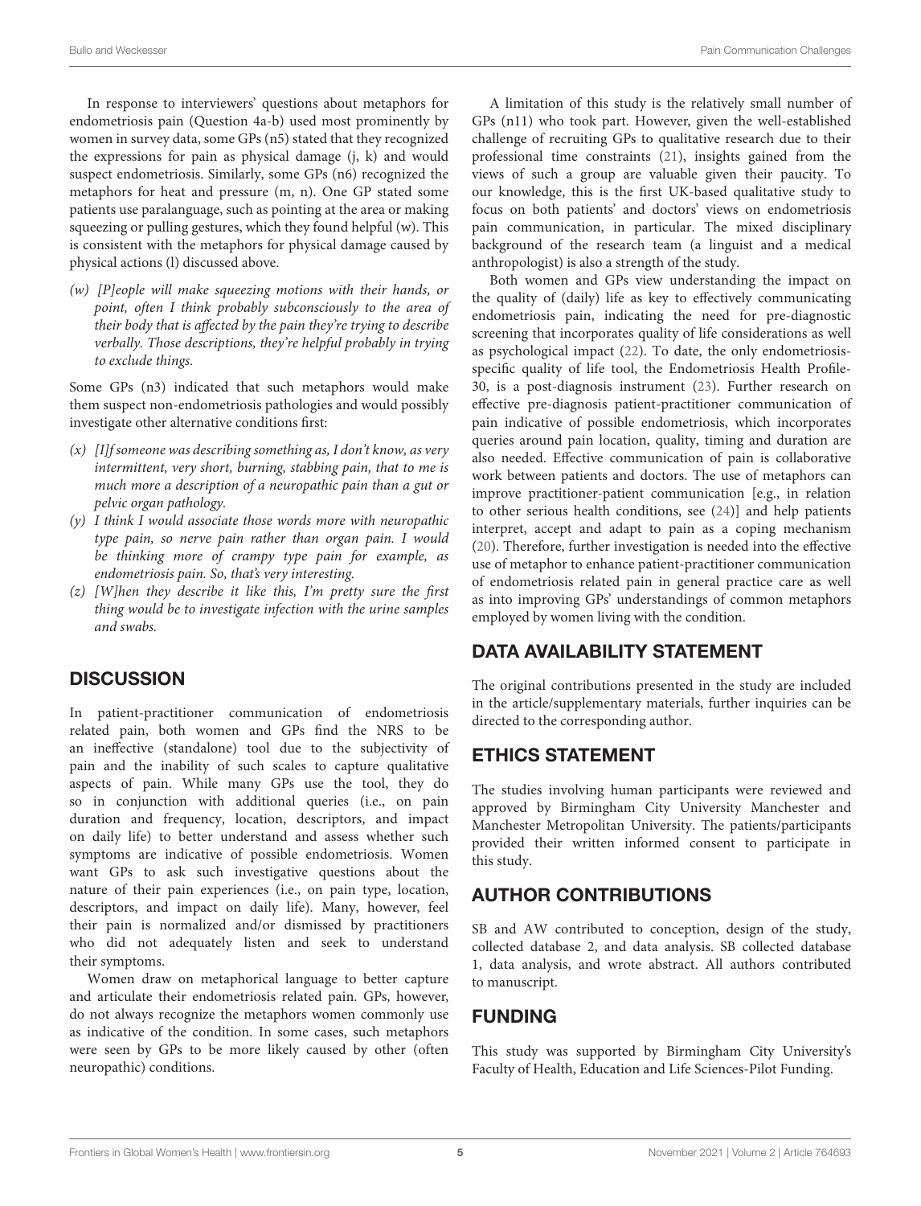In response to interviewers' questions about metaphors for endometriosis pain (Question 4a-b) used most prominently by women in survey data, some GPs (n5) stated that they recognized the expressions for pain as physical damage (j, k) and would suspect endometriosis. Similarly, some GPs (n6) recognized the metaphors for heat and pressure (m, n). One GP stated some patients use paralanguage, such as pointing at the area or making squeezing or pulling gestures, which they found helpful (w). This is consistent with the metaphors for physical damage caused by physical actions (l) discussed above.

*(w) [P]eople will make squeezing motions with their hands, or point, often I think probably subconsciously to the area of their body that is affected by the pain they're trying to describe verbally. Those descriptions, they're helpful probably in trying to exclude things.*

Some GPs (n3) indicated that such metaphors would make them suspect non-endometriosis pathologies and would possibly investigate other alternative conditions first:

*(x) [I]f someone was describing something as, I don't know, as very intermittent, very short, burning, stabbing pain, that to me is much more a description of a neuropathic pain than a gut or pelvic organ pathology.*

*(y) I think I would associate those words more with neuropathic type pain, so nerve pain rather than organ pain. I would be thinking more of crampy type pain for example, as endometriosis pain. So, that's very interesting.*

*(z) [W]hen they describe it like this, I'm pretty sure the first thing would be to investigate infection with the urine samples and swabs.*

## DISCUSSION

In patient-practitioner communication of endometriosis related pain, both women and GPs find the NRS to be an ineffective (standalone) tool due to the subjectivity of pain and the inability of such scales to capture qualitative aspects of pain. While many GPs use the tool, they do so in conjunction with additional queries (i.e., on pain duration and frequency, location, descriptors, and impact on daily life) to better understand and assess whether such symptoms are indicative of possible endometriosis. Women want GPs to ask such investigative questions about the nature of their pain experiences (i.e., on pain type, location, descriptors, and impact on daily life). Many, however, feel their pain is normalized and/or dismissed by practitioners who did not adequately listen and seek to understand their symptoms.

Women draw on metaphorical language to better capture and articulate their endometriosis related pain. GPs, however, do not always recognize the metaphors women commonly use as indicative of the condition. In some cases, such metaphors were seen by GPs to be more likely caused by other (often neuropathic) conditions.

A limitation of this study is the relatively small number of GPs (n11) who took part. However, given the well-established challenge of recruiting GPs to qualitative research due to their professional time constraints (21), insights gained from the views of such a group are valuable given their paucity. To our knowledge, this is the first UK-based qualitative study to focus on both patients' and doctors' views on endometriosis pain communication, in particular. The mixed disciplinary background of the research team (a linguist and a medical anthropologist) is also a strength of the study.

Both women and GPs view understanding the impact on the quality of (daily) life as key to effectively communicating endometriosis pain, indicating the need for pre-diagnostic screening that incorporates quality of life considerations as well as psychological impact (22). To date, the only endometriosis-specific quality of life tool, the Endometriosis Health Profile-30, is a post-diagnosis instrument (23). Further research on effective pre-diagnosis patient-practitioner communication of pain indicative of possible endometriosis, which incorporates queries around pain location, quality, timing and duration are also needed. Effective communication of pain is collaborative work between patients and doctors. The use of metaphors can improve practitioner-patient communication [e.g., in relation to other serious health conditions, see (24)] and help patients interpret, accept and adapt to pain as a coping mechanism (20). Therefore, further investigation is needed into the effective use of metaphor to enhance patient-practitioner communication of endometriosis related pain in general practice care as well as into improving GPs' understandings of common metaphors employed by women living with the condition.

## DATA AVAILABILITY STATEMENT

The original contributions presented in the study are included in the article/supplementary materials, further inquiries can be directed to the corresponding author.

## ETHICS STATEMENT

The studies involving human participants were reviewed and approved by Birmingham City University Manchester and Manchester Metropolitan University. The patients/participants provided their written informed consent to participate in this study.

## AUTHOR CONTRIBUTIONS

SB and AW contributed to conception, design of the study, collected database 2, and data analysis. SB collected database 1, data analysis, and wrote abstract. All authors contributed to manuscript.

## FUNDING

This study was supported by Birmingham City University's Faculty of Health, Education and Life Sciences-Pilot Funding.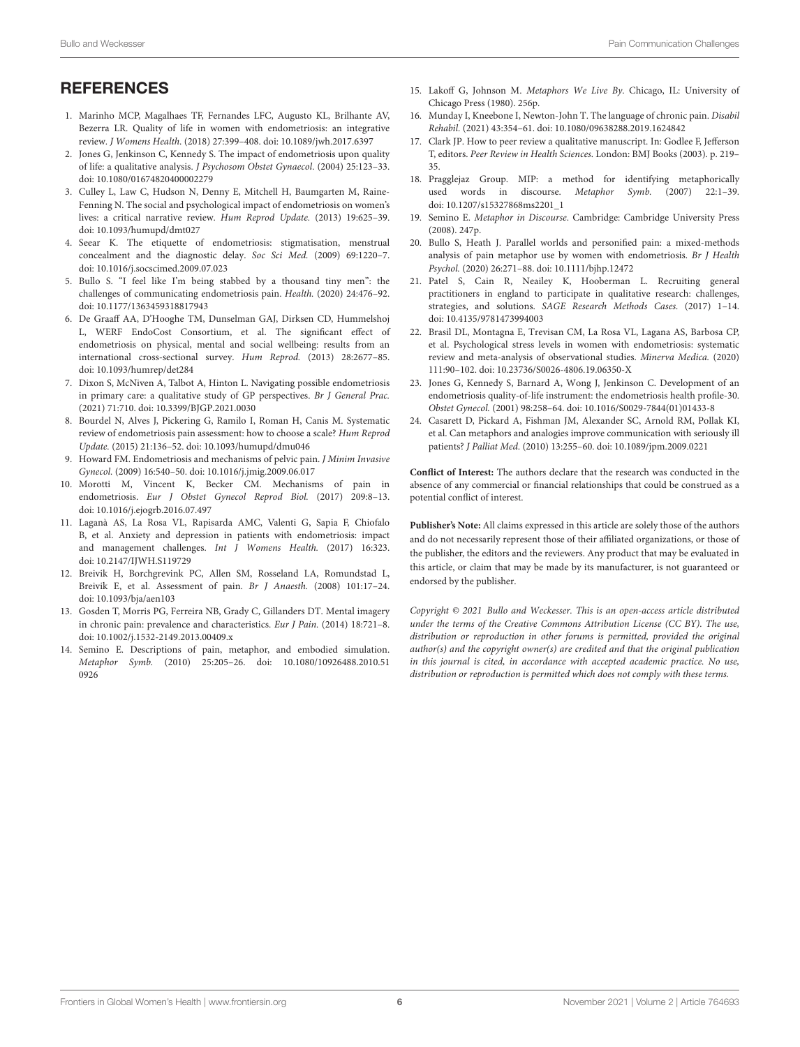## REFERENCES

1. Marinho MCP, Magalhaes TF, Fernandes LFC, Augusto KL, Brilhante AV, Bezerra LR. Quality of life in women with endometriosis: an integrative review. *J Womens Health*. (2018) 27:399–408. doi: 10.1089/jwh.2017.6397
2. Jones G, Jenkinson C, Kennedy S. The impact of endometriosis upon quality of life: a qualitative analysis. *J Psychosom Obstet Gynaecol*. (2004) 25:123–33. doi: 10.1080/01674820400002279
3. Culley L, Law C, Hudson N, Denny E, Mitchell H, Baumgarten M, Raine-Fenning N. The social and psychological impact of endometriosis on women's lives: a critical narrative review. *Hum Reprod Update.* (2013) 19:625–39. doi: 10.1093/humupd/dmt027
4. Seear K. The etiquette of endometriosis: stigmatisation, menstrual concealment and the diagnostic delay. *Soc Sci Med.* (2009) 69:1220–7. doi: 10.1016/j.socscimed.2009.07.023
5. Bullo S. "I feel like I'm being stabbed by a thousand tiny men": the challenges of communicating endometriosis pain. *Health.* (2020) 24:476–92. doi: 10.1177/1363459318817943
6. De Graaff AA, D'Hooghe TM, Dunselman GAJ, Dirksen CD, Hummelshoj L, WERF EndoCost Consortium, et al. The significant effect of endometriosis on physical, mental and social wellbeing: results from an international cross-sectional survey. *Hum Reprod.* (2013) 28:2677–85. doi: 10.1093/humrep/det284
7. Dixon S, McNiven A, Talbot A, Hinton L. Navigating possible endometriosis in primary care: a qualitative study of GP perspectives. *Br J General Prac.* (2021) 71:710. doi: 10.3399/BJGP.2021.0030
8. Bourdel N, Alves J, Pickering G, Ramilo I, Roman H, Canis M. Systematic review of endometriosis pain assessment: how to choose a scale? *Hum Reprod Update.* (2015) 21:136–52. doi: 10.1093/humupd/dmu046
9. Howard FM. Endometriosis and mechanisms of pelvic pain. *J Minim Invasive Gynecol.* (2009) 16:540–50. doi: 10.1016/j.jmig.2009.06.017
10. Morotti M, Vincent K, Becker CM. Mechanisms of pain in endometriosis. *Eur J Obstet Gynecol Reprod Biol.* (2017) 209:8–13. doi: 10.1016/j.ejogrb.2016.07.497
11. Laganà AS, La Rosa VL, Rapisarda AMC, Valenti G, Sapia F, Chiofalo B, et al. Anxiety and depression in patients with endometriosis: impact and management challenges. *Int J Womens Health.* (2017) 16:323. doi: 10.2147/IJWH.S119729
12. Breivik H, Borchgrevink PC, Allen SM, Rosseland LA, Romundstad L, Breivik E, et al. Assessment of pain. *Br J Anaesth.* (2008) 101:17–24. doi: 10.1093/bja/aen103
13. Gosden T, Morris PG, Ferreira NB, Grady C, Gillanders DT. Mental imagery in chronic pain: prevalence and characteristics. *Eur J Pain.* (2014) 18:721–8. doi: 10.1002/j.1532-2149.2013.00409.x
14. Semino E. Descriptions of pain, metaphor, and embodied simulation. *Metaphor Symb.* (2010) 25:205–26. doi: 10.1080/10926488.2010.510926
15. Lakoff G, Johnson M. *Metaphors We Live By*. Chicago, IL: University of Chicago Press (1980). 256p.
16. Munday I, Kneebone I, Newton-John T. The language of chronic pain. *Disabil Rehabil.* (2021) 43:354–61. doi: 10.1080/09638288.2019.1624842
17. Clark JP. How to peer review a qualitative manuscript. In: Godlee F, Jefferson T, editors. *Peer Review in Health Sciences*. London: BMJ Books (2003). p. 219–35.
18. Pragglejaz Group. MIP: a method for identifying metaphorically used words in discourse. *Metaphor Symb.* (2007) 22:1–39. doi: 10.1207/s15327868ms2201_1
19. Semino E. *Metaphor in Discourse*. Cambridge: Cambridge University Press (2008). 247p.
20. Bullo S, Heath J. Parallel worlds and personified pain: a mixed-methods analysis of pain metaphor use by women with endometriosis. *Br J Health Psychol.* (2020) 26:271–88. doi: 10.1111/bjhp.12472
21. Patel S, Cain R, Neailey K, Hooberman L. Recruiting general practitioners in england to participate in qualitative research: challenges, strategies, and solutions. *SAGE Research Methods Cases.* (2017) 1–14. doi: 10.4135/9781473994003
22. Brasil DL, Montagna E, Trevisan CM, La Rosa VL, Lagana AS, Barbosa CP, et al. Psychological stress levels in women with endometriosis: systematic review and meta-analysis of observational studies. *Minerva Medica.* (2020) 111:90–102. doi: 10.23736/S0026-4806.19.06350-X
23. Jones G, Kennedy S, Barnard A, Wong J, Jenkinson C. Development of an endometriosis quality-of-life instrument: the endometriosis health profile-30. *Obstet Gynecol.* (2001) 98:258–64. doi: 10.1016/S0029-7844(01)01433-8
24. Casarett D, Pickard A, Fishman JM, Alexander SC, Arnold RM, Pollak KI, et al. Can metaphors and analogies improve communication with seriously ill patients? *J Palliat Med.* (2010) 13:255–60. doi: 10.1089/jpm.2009.0221

**Conflict of Interest:** The authors declare that the research was conducted in the absence of any commercial or financial relationships that could be construed as a potential conflict of interest.

**Publisher's Note:** All claims expressed in this article are solely those of the authors and do not necessarily represent those of their affiliated organizations, or those of the publisher, the editors and the reviewers. Any product that may be evaluated in this article, or claim that may be made by its manufacturer, is not guaranteed or endorsed by the publisher.

*Copyright © 2021 Bullo and Weckesser. This is an open-access article distributed under the terms of the Creative Commons Attribution License (CC BY). The use, distribution or reproduction in other forums is permitted, provided the original author(s) and the copyright owner(s) are credited and that the original publication in this journal is cited, in accordance with accepted academic practice. No use, distribution or reproduction is permitted which does not comply with these terms.*